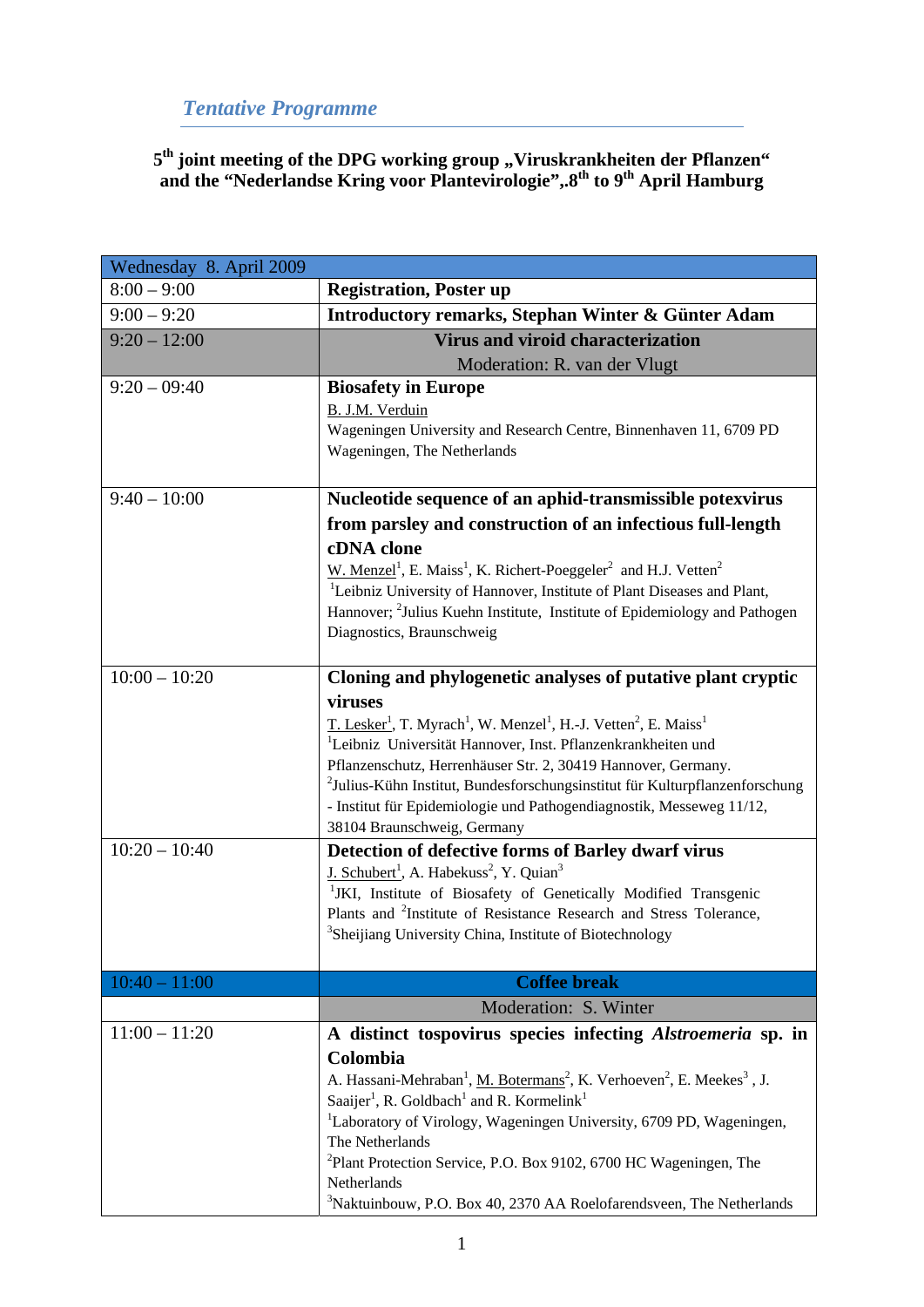*Tentative Programme*

**5th joint meeting of the DPG working group „Viruskrankheiten der Pflanzen" and the "Nederlandse Kring voor Plantevirologie",.8th to 9th April Hamburg**

| Wednesday 8. April 2009 | |
|---|---|
| 8:00 – 9:00 | **Registration, Poster up** |
| 9:00 – 9:20 | **Introductory remarks, Stephan Winter & Günter Adam** |
| 9:20 – 12:00 | **Virus and viroid characterization**<br>Moderation: R. van der Vlugt |
| 9:20 – 09:40 | **Biosafety in Europe**<br>B. J.M. Verduin<br>Wageningen University and Research Centre, Binnenhaven 11, 6709 PD Wageningen, The Netherlands |
| 9:40 – 10:00 | **Nucleotide sequence of an aphid-transmissible potexvirus from parsley and construction of an infectious full-length cDNA clone**<br>W. Menzel[1], E. Maiss[1], K. Richert-Poeggeler[2] and H.J. Vetten[2]<br>[1]Leibniz University of Hannover, Institute of Plant Diseases and Plant, Hannover; [2]Julius Kuehn Institute, Institute of Epidemiology and Pathogen Diagnostics, Braunschweig |
| 10:00 – 10:20 | **Cloning and phylogenetic analyses of putative plant cryptic viruses**<br>T. Lesker[1], T. Myrach[1], W. Menzel[1], H.-J. Vetten[2], E. Maiss[1]<br>[1]Leibniz Universität Hannover, Inst. Pflanzenkrankheiten und Pflanzenschutz, Herrenhäuser Str. 2, 30419 Hannover, Germany.<br>[2]Julius-Kühn Institut, Bundesforschungsinstitut für Kulturpflanzenforschung - Institut für Epidemiologie und Pathogendiagnostik, Messeweg 11/12, 38104 Braunschweig, Germany |
| 10:20 – 10:40 | **Detection of defective forms of Barley dwarf virus**<br>J. Schubert[1], A. Habekuss[2], Y. Quian[3]<br>[1]JKI, Institute of Biosafety of Genetically Modified Transgenic Plants and [2]Institute of Resistance Research and Stress Tolerance, [3]Sheijiang University China, Institute of Biotechnology |
| 10:40 – 11:00 | **Coffee break** |
| | Moderation: S. Winter |
| 11:00 – 11:20 | **A distinct tospovirus species infecting *Alstroemeria* sp. in Colombia**<br>A. Hassani-Mehraban[1], M. Botermans[2], K. Verhoeven[2], E. Meekes[3] , J. Saaijer[1], R. Goldbach[1] and R. Kormelink[1]<br>[1]Laboratory of Virology, Wageningen University, 6709 PD, Wageningen, The Netherlands<br>[2]Plant Protection Service, P.O. Box 9102, 6700 HC Wageningen, The Netherlands<br>[3]Naktuinbouw, P.O. Box 40, 2370 AA Roelofarendsveen, The Netherlands |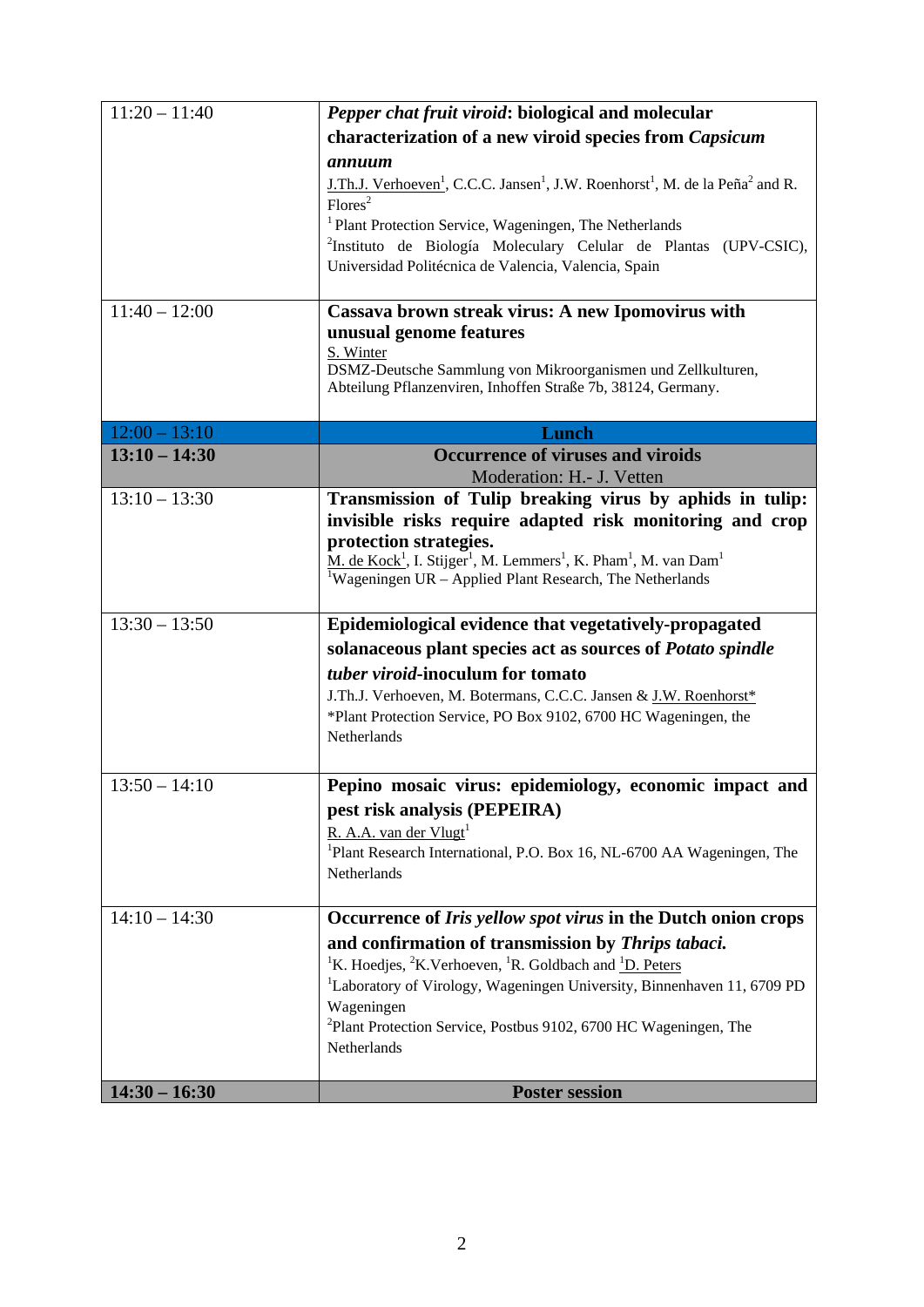| | |
|---|---|
| 11:20 – 11:40 | ***Pepper chat fruit viroid*: biological and molecular characterization of a new viroid species from *Capsicum annuum***<br>J.Th.J. Verhoeven[1], C.C.C. Jansen[1], J.W. Roenhorst[1], M. de la Peña[2] and R. Flores[2]<br>[1] Plant Protection Service, Wageningen, The Netherlands<br>[2]Instituto de Biología Moleculary Celular de Plantas (UPV-CSIC), Universidad Politécnica de Valencia, Valencia, Spain |
| 11:40 – 12:00 | **Cassava brown streak virus: A new Ipomovirus with unusual genome features**<br>S. Winter<br>DSMZ-Deutsche Sammlung von Mikroorganismen und Zellkulturen, Abteilung Pflanzenviren, Inhoffen Straße 7b, 38124, Germany. |
| 12:00 – 13:10 | **Lunch** |
| **13:10 – 14:30** | **Occurrence of viruses and viroids**<br>Moderation: H.- J. Vetten |
| 13:10 – 13:30 | **Transmission of Tulip breaking virus by aphids in tulip: invisible risks require adapted risk monitoring and crop protection strategies.**<br>M. de Kock[1], I. Stijger[1], M. Lemmers[1], K. Pham[1], M. van Dam[1]<br>[1]Wageningen UR – Applied Plant Research, The Netherlands |
| 13:30 – 13:50 | **Epidemiological evidence that vegetatively-propagated solanaceous plant species act as sources of *Potato spindle tuber viroid*-inoculum for tomato**<br>J.Th.J. Verhoeven, M. Botermans, C.C.C. Jansen & J.W. Roenhorst*<br>*Plant Protection Service, PO Box 9102, 6700 HC Wageningen, the Netherlands |
| 13:50 – 14:10 | **Pepino mosaic virus: epidemiology, economic impact and pest risk analysis (PEPEIRA)**<br>R. A.A. van der Vlugt[1]<br>[1]Plant Research International, P.O. Box 16, NL-6700 AA Wageningen, The Netherlands |
| 14:10 – 14:30 | **Occurrence of *Iris yellow spot virus* in the Dutch onion crops and confirmation of transmission by *Thrips tabaci.***<br>[1]K. Hoedjes, [2]K.Verhoeven, [1]R. Goldbach and [1]D. Peters<br>[1]Laboratory of Virology, Wageningen University, Binnenhaven 11, 6709 PD Wageningen<br>[2]Plant Protection Service, Postbus 9102, 6700 HC Wageningen, The Netherlands |
| **14:30 – 16:30** | **Poster session** |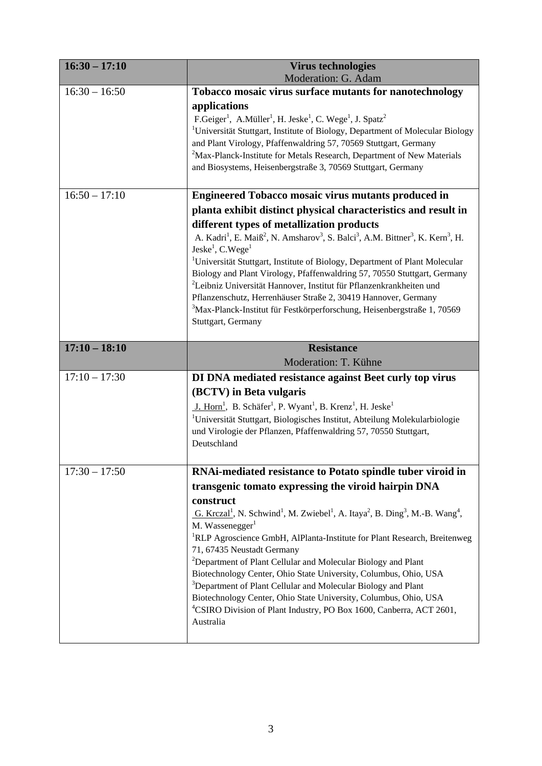| 16:30 – 17:10 | **Virus technologies**<br>Moderation: G. Adam |
|---|---|
| 16:30 – 16:50 | **Tobacco mosaic virus surface mutants for nanotechnology applications**<br>F.Geiger[1], A.Müller[1], H. Jeske[1], C. Wege[1], J. Spatz[2]<br>[1]Universität Stuttgart, Institute of Biology, Department of Molecular Biology and Plant Virology, Pfaffenwaldring 57, 70569 Stuttgart, Germany<br>[2]Max-Planck-Institute for Metals Research, Department of New Materials and Biosystems, Heisenbergstraße 3, 70569 Stuttgart, Germany |
| 16:50 – 17:10 | **Engineered Tobacco mosaic virus mutants produced in planta exhibit distinct physical characteristics and result in different types of metallization products**<br>A. Kadri[1], E. Maiß[2], N. Amsharov[3], S. Balci[3], A.M. Bittner[3], K. Kern[3], H. Jeske[1], C.Wege[1]<br>[1]Universität Stuttgart, Institute of Biology, Department of Plant Molecular Biology and Plant Virology, Pfaffenwaldring 57, 70550 Stuttgart, Germany<br>[2]Leibniz Universität Hannover, Institut für Pflanzenkrankheiten und Pflanzenschutz, Herrenhäuser Straße 2, 30419 Hannover, Germany<br>[3]Max-Planck-Institut für Festkörperforschung, Heisenbergstraße 1, 70569 Stuttgart, Germany |
| **17:10 – 18:10** | **Resistance**<br>Moderation: T. Kühne |
| 17:10 – 17:30 | **DI DNA mediated resistance against Beet curly top virus (BCTV) in Beta vulgaris**<br>J. Horn[1], B. Schäfer[1], P. Wyant[1], B. Krenz[1], H. Jeske[1]<br>[1]Universität Stuttgart, Biologisches Institut, Abteilung Molekularbiologie und Virologie der Pflanzen, Pfaffenwaldring 57, 70550 Stuttgart, Deutschland |
| 17:30 – 17:50 | **RNAi-mediated resistance to Potato spindle tuber viroid in transgenic tomato expressing the viroid hairpin DNA construct**<br>G. Krczal[1], N. Schwind[1], M. Zwiebel[1], A. Itaya[2], B. Ding[3], M.-B. Wang[4], M. Wassenegger[1]<br>[1]RLP Agroscience GmbH, AlPlanta-Institute for Plant Research, Breitenweg 71, 67435 Neustadt Germany<br>[2]Department of Plant Cellular and Molecular Biology and Plant Biotechnology Center, Ohio State University, Columbus, Ohio, USA<br>[3]Department of Plant Cellular and Molecular Biology and Plant Biotechnology Center, Ohio State University, Columbus, Ohio, USA<br>[4]CSIRO Division of Plant Industry, PO Box 1600, Canberra, ACT 2601, Australia |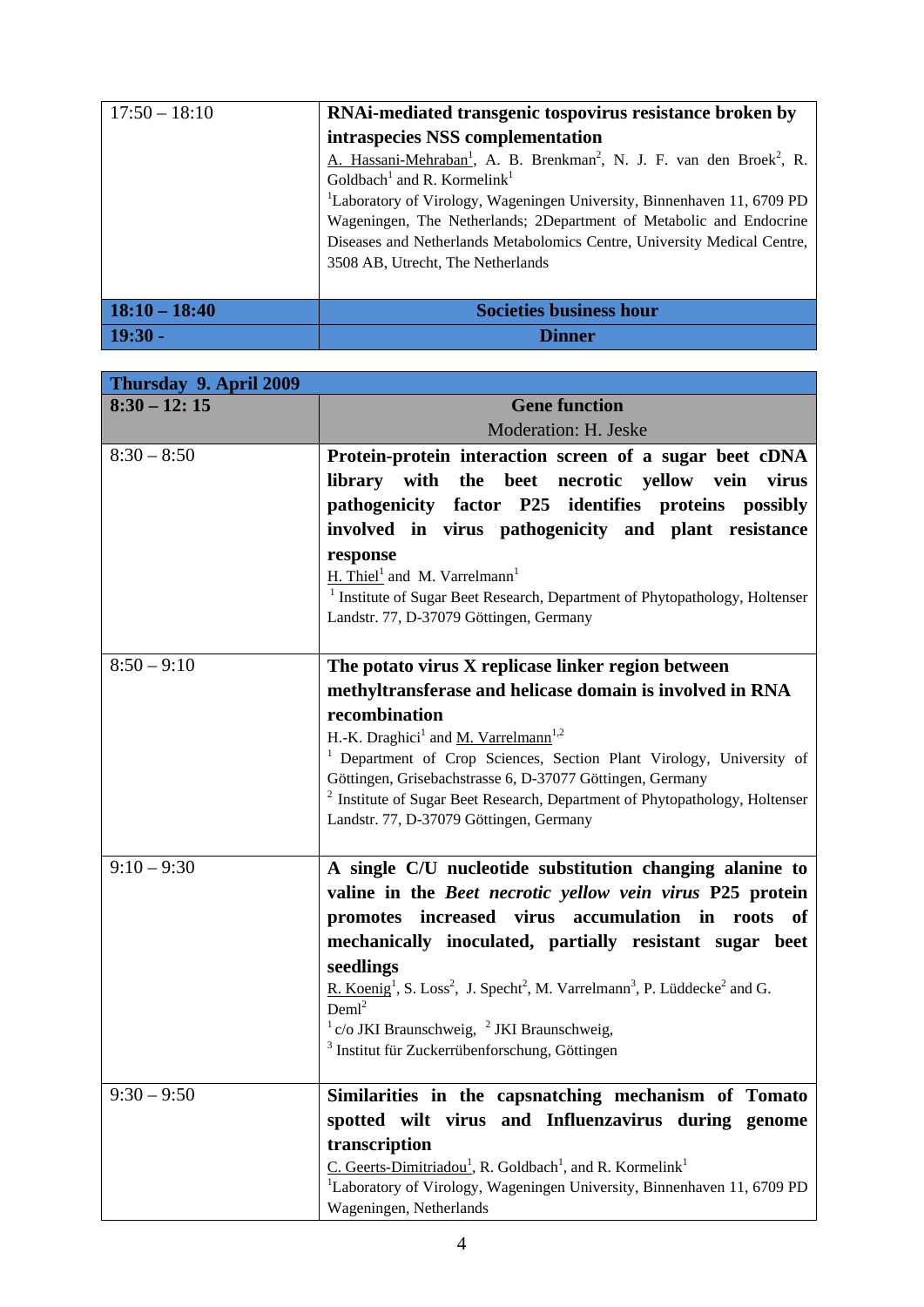| | |
|---|---|
| 17:50 – 18:10 | **RNAi-mediated transgenic tospovirus resistance broken by intraspecies NSS complementation**<br>A. Hassani-Mehraban[1], A. B. Brenkman[2], N. J. F. van den Broek[2], R. Goldbach[1] and R. Kormelink[1]<br>[1]Laboratory of Virology, Wageningen University, Binnenhaven 11, 6709 PD Wageningen, The Netherlands; 2Department of Metabolic and Endocrine Diseases and Netherlands Metabolomics Centre, University Medical Centre, 3508 AB, Utrecht, The Netherlands |
| **18:10 – 18:40** | **Societies business hour** |
| **19:30 -** | **Dinner** |

| | |
|---|---|
| **Thursday 9. April 2009** | |
| **8:30 – 12: 15** | **Gene function**<br>Moderation: H. Jeske |
| 8:30 – 8:50 | **Protein-protein interaction screen of a sugar beet cDNA library with the beet necrotic yellow vein virus pathogenicity factor P25 identifies proteins possibly involved in virus pathogenicity and plant resistance response**<br>H. Thiel[1] and M. Varrelmann[1]<br>[1] Institute of Sugar Beet Research, Department of Phytopathology, Holtenser Landstr. 77, D-37079 Göttingen, Germany |
| 8:50 – 9:10 | **The potato virus X replicase linker region between methyltransferase and helicase domain is involved in RNA recombination**<br>H.-K. Draghici[1] and M. Varrelmann[1,2]<br>[1] Department of Crop Sciences, Section Plant Virology, University of Göttingen, Grisebachstrasse 6, D-37077 Göttingen, Germany<br>[2] Institute of Sugar Beet Research, Department of Phytopathology, Holtenser Landstr. 77, D-37079 Göttingen, Germany |
| 9:10 – 9:30 | **A single C/U nucleotide substitution changing alanine to valine in the *Beet necrotic yellow vein virus* P25 protein promotes increased virus accumulation in roots of mechanically inoculated, partially resistant sugar beet seedlings**<br>R. Koenig[1], S. Loss[2], J. Specht[2], M. Varrelmann[3], P. Lüddecke[2] and G. Deml[2]<br>[1] c/o JKI Braunschweig, [2] JKI Braunschweig,<br>[3] Institut für Zuckerrübenforschung, Göttingen |
| 9:30 – 9:50 | **Similarities in the capsnatching mechanism of Tomato spotted wilt virus and Influenzavirus during genome transcription**<br>C. Geerts-Dimitriadou[1], R. Goldbach[1], and R. Kormelink[1]<br>[1]Laboratory of Virology, Wageningen University, Binnenhaven 11, 6709 PD Wageningen, Netherlands |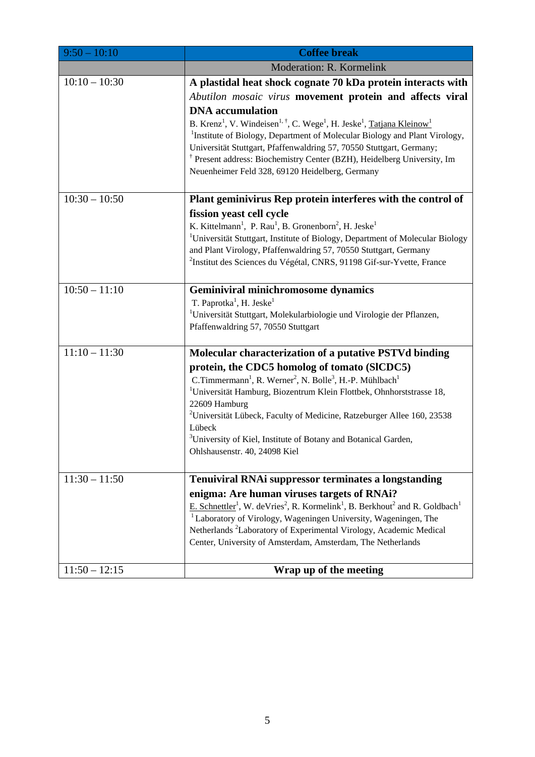| 9:50 – 10:10 | Coffee break |
|---|---|
| | Moderation: R. Kormelink |
| 10:10 – 10:30 | **A plastidal heat shock cognate 70 kDa protein interacts with *Abutilon mosaic virus* movement protein and affects viral DNA accumulation**<br>B. Krenz[1], V. Windeisen[1,†], C. Wege[1], H. Jeske[1], Tatjana Kleinow[1]<br>[1]Institute of Biology, Department of Molecular Biology and Plant Virology, Universität Stuttgart, Pfaffenwaldring 57, 70550 Stuttgart, Germany;<br>[†] Present address: Biochemistry Center (BZH), Heidelberg University, Im Neuenheimer Feld 328, 69120 Heidelberg, Germany |
| 10:30 – 10:50 | **Plant geminivirus Rep protein interferes with the control of fission yeast cell cycle**<br>K. Kittelmann[1], P. Rau[1], B. Gronenborn[2], H. Jeske[1]<br>[1]Universität Stuttgart, Institute of Biology, Department of Molecular Biology and Plant Virology, Pfaffenwaldring 57, 70550 Stuttgart, Germany<br>[2]Institut des Sciences du Végétal, CNRS, 91198 Gif-sur-Yvette, France |
| 10:50 – 11:10 | **Geminiviral minichromosome dynamics**<br>T. Paprotka[1], H. Jeske[1]<br>[1]Universität Stuttgart, Molekularbiologie und Virologie der Pflanzen, Pfaffenwaldring 57, 70550 Stuttgart |
| 11:10 – 11:30 | **Molecular characterization of a putative PSTVd binding protein, the CDC5 homolog of tomato (SlCDC5)**<br>C.Timmermann[1], R. Werner[2], N. Bolle[3], H.-P. Mühlbach[1]<br>[1]Universität Hamburg, Biozentrum Klein Flottbek, Ohnhorststrasse 18, 22609 Hamburg<br>[2]Universität Lübeck, Faculty of Medicine, Ratzeburger Allee 160, 23538 Lübeck<br>[3]University of Kiel, Institute of Botany and Botanical Garden, Ohlshausenstr. 40, 24098 Kiel |
| 11:30 – 11:50 | **Tenuiviral RNAi suppressor terminates a longstanding enigma: Are human viruses targets of RNAi?**<br>E. Schnettler[1], W. deVries[2], R. Kormelink[1], B. Berkhout[2] and R. Goldbach[1]<br>[1] Laboratory of Virology, Wageningen University, Wageningen, The Netherlands [2]Laboratory of Experimental Virology, Academic Medical Center, University of Amsterdam, Amsterdam, The Netherlands |
| 11:50 – 12:15 | **Wrap up of the meeting** |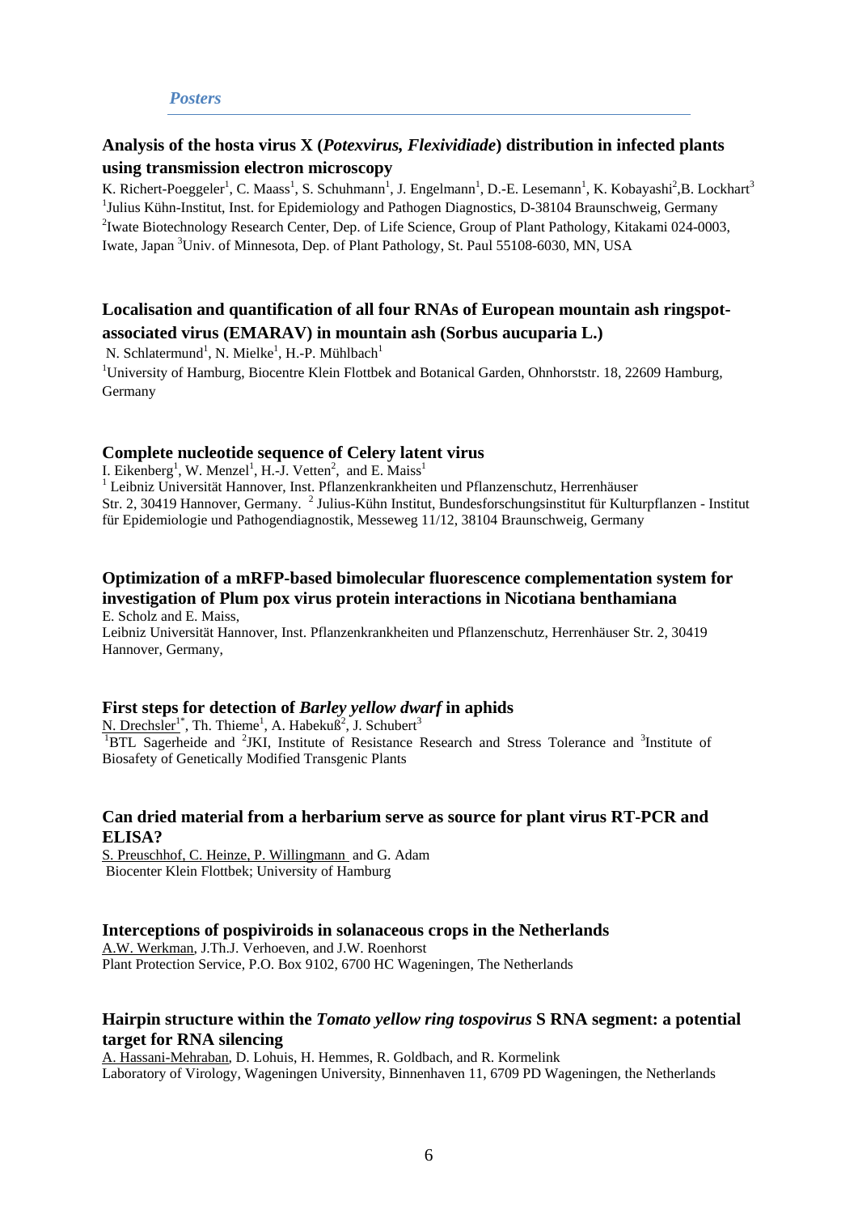*Posters*

### Analysis of the hosta virus X (*Potexvirus, Flexividiade*) distribution in infected plants using transmission electron microscopy

K. Richert-Poeggeler[1], C. Maass[1], S. Schuhmann[1], J. Engelmann[1], D.-E. Lesemann[1], K. Kobayashi[2], B. Lockhart[3]
[1]Julius Kühn-Institut, Inst. for Epidemiology and Pathogen Diagnostics, D-38104 Braunschweig, Germany
[2]Iwate Biotechnology Research Center, Dep. of Life Science, Group of Plant Pathology, Kitakami 024-0003, Iwate, Japan [3]Univ. of Minnesota, Dep. of Plant Pathology, St. Paul 55108-6030, MN, USA

### Localisation and quantification of all four RNAs of European mountain ash ringspot-associated virus (EMARAV) in mountain ash (Sorbus aucuparia L.)

N. Schlatermund[1], N. Mielke[1], H.-P. Mühlbach[1]
[1]University of Hamburg, Biocentre Klein Flottbek and Botanical Garden, Ohnhorststr. 18, 22609 Hamburg, Germany

### Complete nucleotide sequence of Celery latent virus

I. Eikenberg[1], W. Menzel[1], H.-J. Vetten[2], and E. Maiss[1]
[1] Leibniz Universität Hannover, Inst. Pflanzenkrankheiten und Pflanzenschutz, Herrenhäuser Str. 2, 30419 Hannover, Germany. [2] Julius-Kühn Institut, Bundesforschungsinstitut für Kulturpflanzen - Institut für Epidemiologie und Pathogendiagnostik, Messeweg 11/12, 38104 Braunschweig, Germany

### Optimization of a mRFP-based bimolecular fluorescence complementation system for investigation of Plum pox virus protein interactions in Nicotiana benthamiana

E. Scholz and E. Maiss,
Leibniz Universität Hannover, Inst. Pflanzenkrankheiten und Pflanzenschutz, Herrenhäuser Str. 2, 30419 Hannover, Germany,

### First steps for detection of *Barley yellow dwarf* in aphids

N. Drechsler[1*], Th. Thieme[1], A. Habekuß[2], J. Schubert[3]
[1]BTL Sagerheide and [2]JKI, Institute of Resistance Research and Stress Tolerance and [3]Institute of Biosafety of Genetically Modified Transgenic Plants

### Can dried material from a herbarium serve as source for plant virus RT-PCR and ELISA?

S. Preuschhof, C. Heinze, P. Willingmann and G. Adam
Biocenter Klein Flottbek; University of Hamburg

### Interceptions of pospiviroids in solanaceous crops in the Netherlands

A.W. Werkman, J.Th.J. Verhoeven, and J.W. Roenhorst
Plant Protection Service, P.O. Box 9102, 6700 HC Wageningen, The Netherlands

### Hairpin structure within the *Tomato yellow ring tospovirus* S RNA segment: a potential target for RNA silencing

A. Hassani-Mehraban, D. Lohuis, H. Hemmes, R. Goldbach, and R. Kormelink
Laboratory of Virology, Wageningen University, Binnenhaven 11, 6709 PD Wageningen, the Netherlands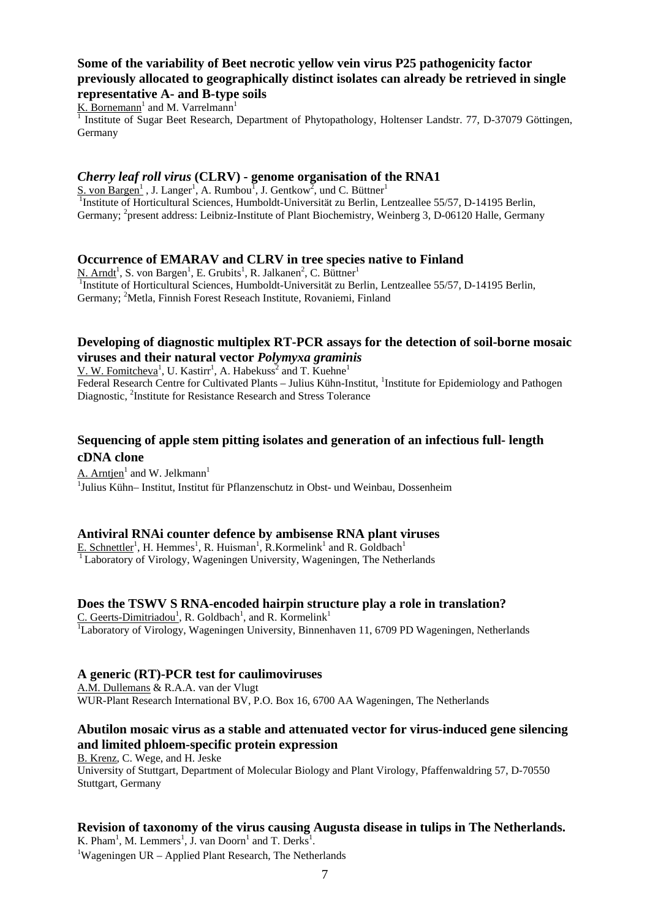**Some of the variability of Beet necrotic yellow vein virus P25 pathogenicity factor previously allocated to geographically distinct isolates can already be retrieved in single representative A- and B-type soils**

K. Bornemann[1] and M. Varrelmann[1]

[1] Institute of Sugar Beet Research, Department of Phytopathology, Holtenser Landstr. 77, D-37079 Göttingen, Germany

***Cherry leaf roll virus* (CLRV) - genome organisation of the RNA1**

S. von Bargen[1] , J. Langer[1], A. Rumbou[1], J. Gentkow[2], und C. Büttner[1]

[1]Institute of Horticultural Sciences, Humboldt-Universität zu Berlin, Lentzeallee 55/57, D-14195 Berlin, Germany; [2]present address: Leibniz-Institute of Plant Biochemistry, Weinberg 3, D-06120 Halle, Germany

**Occurrence of EMARAV and CLRV in tree species native to Finland**

N. Arndt[1], S. von Bargen[1], E. Grubits[1], R. Jalkanen[2], C. Büttner[1]

[1]Institute of Horticultural Sciences, Humboldt-Universität zu Berlin, Lentzeallee 55/57, D-14195 Berlin, Germany; [2]Metla, Finnish Forest Reseach Institute, Rovaniemi, Finland

**Developing of diagnostic multiplex RT-PCR assays for the detection of soil-borne mosaic viruses and their natural vector *Polymyxa graminis***

V. W. Fomitcheva[1], U. Kastirr[1], A. Habekuss[2] and T. Kuehne[1]

Federal Research Centre for Cultivated Plants – Julius Kühn-Institut, [1]Institute for Epidemiology and Pathogen Diagnostic, [2]Institute for Resistance Research and Stress Tolerance

**Sequencing of apple stem pitting isolates and generation of an infectious full- length cDNA clone**

A. Arntjen[1] and W. Jelkmann[1]

[1]Julius Kühn– Institut, Institut für Pflanzenschutz in Obst- und Weinbau, Dossenheim

**Antiviral RNAi counter defence by ambisense RNA plant viruses**

E. Schnettler[1], H. Hemmes[1], R. Huisman[1], R.Kormelink[1] and R. Goldbach[1]

[1] Laboratory of Virology, Wageningen University, Wageningen, The Netherlands

**Does the TSWV S RNA-encoded hairpin structure play a role in translation?**

C. Geerts-Dimitriadou[1], R. Goldbach[1], and R. Kormelink[1]

[1]Laboratory of Virology, Wageningen University, Binnenhaven 11, 6709 PD Wageningen, Netherlands

**A generic (RT)-PCR test for caulimoviruses**

A.M. Dullemans & R.A.A. van der Vlugt

WUR-Plant Research International BV, P.O. Box 16, 6700 AA Wageningen, The Netherlands

**Abutilon mosaic virus as a stable and attenuated vector for virus-induced gene silencing and limited phloem-specific protein expression**

B. Krenz, C. Wege, and H. Jeske

University of Stuttgart, Department of Molecular Biology and Plant Virology, Pfaffenwaldring 57, D-70550 Stuttgart, Germany

**Revision of taxonomy of the virus causing Augusta disease in tulips in The Netherlands.**

K. Pham[1], M. Lemmers[1], J. van Doorn[1] and T. Derks[1].

[1]Wageningen UR – Applied Plant Research, The Netherlands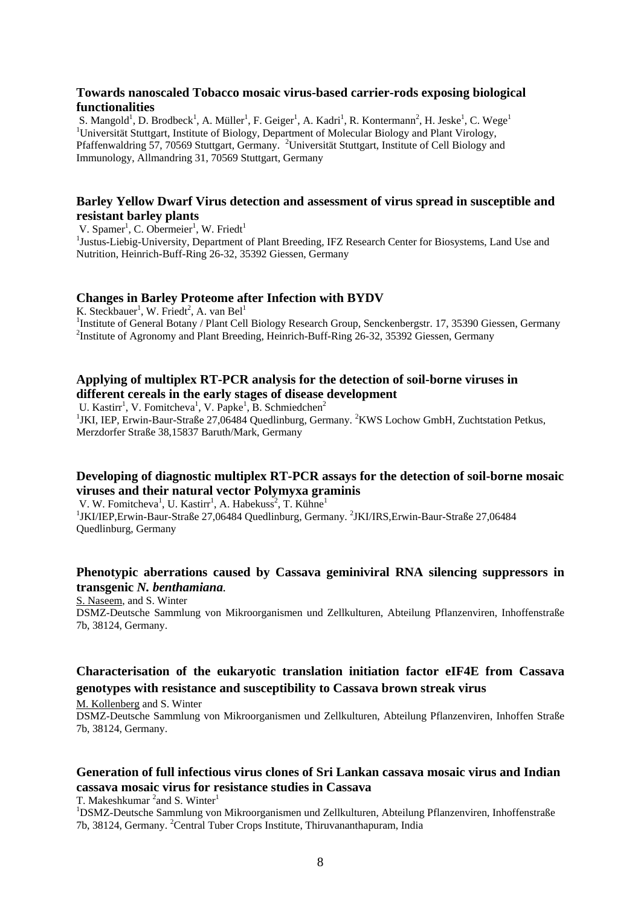**Towards nanoscaled Tobacco mosaic virus-based carrier-rods exposing biological functionalities**

S. Mangold[1], D. Brodbeck[1], A. Müller[1], F. Geiger[1], A. Kadri[1], R. Kontermann[2], H. Jeske[1], C. Wege[1]
[1]Universität Stuttgart, Institute of Biology, Department of Molecular Biology and Plant Virology, Pfaffenwaldring 57, 70569 Stuttgart, Germany. [2]Universität Stuttgart, Institute of Cell Biology and Immunology, Allmandring 31, 70569 Stuttgart, Germany

**Barley Yellow Dwarf Virus detection and assessment of virus spread in susceptible and resistant barley plants**

V. Spamer[1], C. Obermeier[1], W. Friedt[1]
[1]Justus-Liebig-University, Department of Plant Breeding, IFZ Research Center for Biosystems, Land Use and Nutrition, Heinrich-Buff-Ring 26-32, 35392 Giessen, Germany

**Changes in Barley Proteome after Infection with BYDV**

K. Steckbauer[1], W. Friedt[2], A. van Bel[1]
[1]Institute of General Botany / Plant Cell Biology Research Group, Senckenbergstr. 17, 35390 Giessen, Germany
[2]Institute of Agronomy and Plant Breeding, Heinrich-Buff-Ring 26-32, 35392 Giessen, Germany

**Applying of multiplex RT-PCR analysis for the detection of soil-borne viruses in different cereals in the early stages of disease development**

U. Kastirr[1], V. Fomitcheva[1], V. Papke[1], B. Schmiedchen[2]
[1]JKI, IEP, Erwin-Baur-Straße 27,06484 Quedlinburg, Germany. [2]KWS Lochow GmbH, Zuchtstation Petkus, Merzdorfer Straße 38,15837 Baruth/Mark, Germany

**Developing of diagnostic multiplex RT-PCR assays for the detection of soil-borne mosaic viruses and their natural vector Polymyxa graminis**

V. W. Fomitcheva[1], U. Kastirr[1], A. Habekuss[2], T. Kühne[1]
[1]JKI/IEP,Erwin-Baur-Straße 27,06484 Quedlinburg, Germany. [2]JKI/IRS,Erwin-Baur-Straße 27,06484 Quedlinburg, Germany

**Phenotypic aberrations caused by Cassava geminiviral RNA silencing suppressors in transgenic *N. benthamiana*.**

S. Naseem, and S. Winter
DSMZ-Deutsche Sammlung von Mikroorganismen und Zellkulturen, Abteilung Pflanzenviren, Inhoffenstraße 7b, 38124, Germany.

**Characterisation of the eukaryotic translation initiation factor eIF4E from Cassava genotypes with resistance and susceptibility to Cassava brown streak virus**

M. Kollenberg and S. Winter
DSMZ-Deutsche Sammlung von Mikroorganismen und Zellkulturen, Abteilung Pflanzenviren, Inhoffen Straße 7b, 38124, Germany.

**Generation of full infectious virus clones of Sri Lankan cassava mosaic virus and Indian cassava mosaic virus for resistance studies in Cassava**

T. Makeshkumar [2]and S. Winter[1]
[1]DSMZ-Deutsche Sammlung von Mikroorganismen und Zellkulturen, Abteilung Pflanzenviren, Inhoffenstraße 7b, 38124, Germany. [2]Central Tuber Crops Institute, Thiruvananthapuram, India